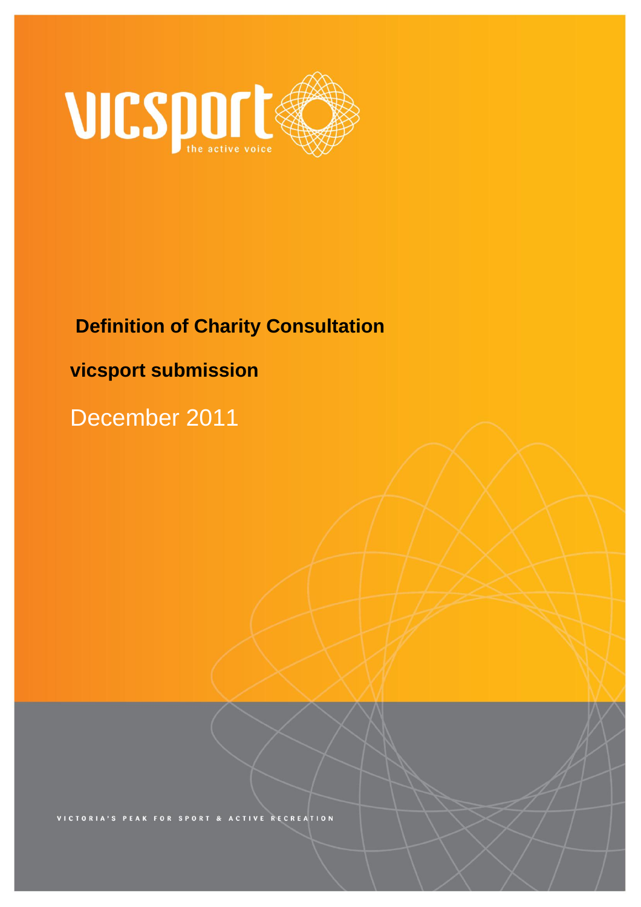vicsport

the active voice

# Definition of Charity Consultation

## vicsport submission

December 2011

VICTORIA'S PEAK FOR SPORT & ACTIVE RECREATION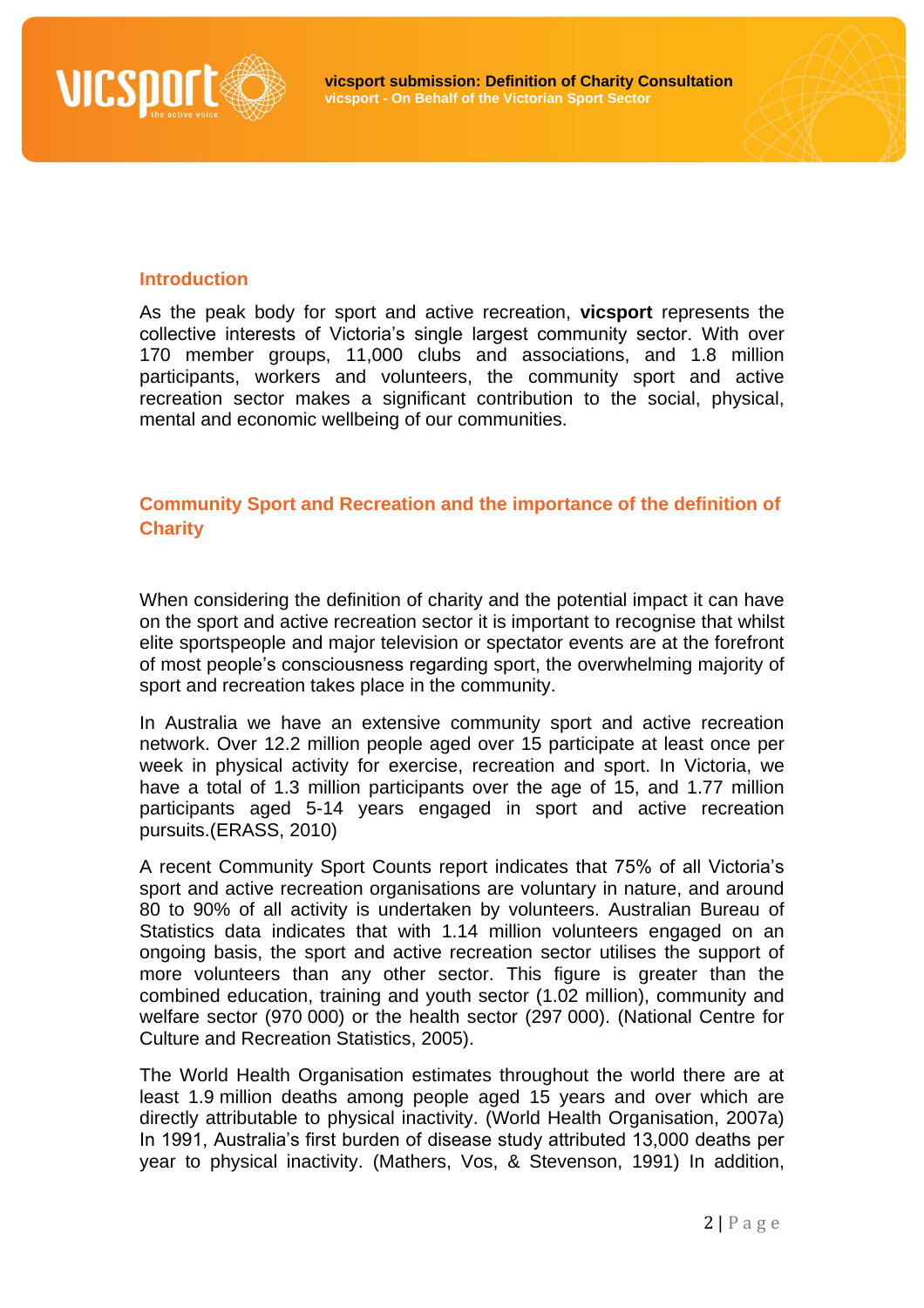## Introduction

As the peak body for sport and active recreation, **vicsport** represents the collective interests of Victoria's single largest community sector. With over 170 member groups, 11,000 clubs and associations, and 1.8 million participants, workers and volunteers, the community sport and active recreation sector makes a significant contribution to the social, physical, mental and economic wellbeing of our communities.

## Community Sport and Recreation and the importance of the definition of Charity

When considering the definition of charity and the potential impact it can have on the sport and active recreation sector it is important to recognise that whilst elite sportspeople and major television or spectator events are at the forefront of most people's consciousness regarding sport, the overwhelming majority of sport and recreation takes place in the community.

In Australia we have an extensive community sport and active recreation network. Over 12.2 million people aged over 15 participate at least once per week in physical activity for exercise, recreation and sport. In Victoria, we have a total of 1.3 million participants over the age of 15, and 1.77 million participants aged 5-14 years engaged in sport and active recreation pursuits.(ERASS, 2010)

A recent Community Sport Counts report indicates that 75% of all Victoria's sport and active recreation organisations are voluntary in nature, and around 80 to 90% of all activity is undertaken by volunteers. Australian Bureau of Statistics data indicates that with 1.14 million volunteers engaged on an ongoing basis, the sport and active recreation sector utilises the support of more volunteers than any other sector. This figure is greater than the combined education, training and youth sector (1.02 million), community and welfare sector (970 000) or the health sector (297 000). (National Centre for Culture and Recreation Statistics, 2005).

The World Health Organisation estimates throughout the world there are at least 1.9 million deaths among people aged 15 years and over which are directly attributable to physical inactivity. (World Health Organisation, 2007a) In 1991, Australia's first burden of disease study attributed 13,000 deaths per year to physical inactivity. (Mathers, Vos, & Stevenson, 1991) In addition,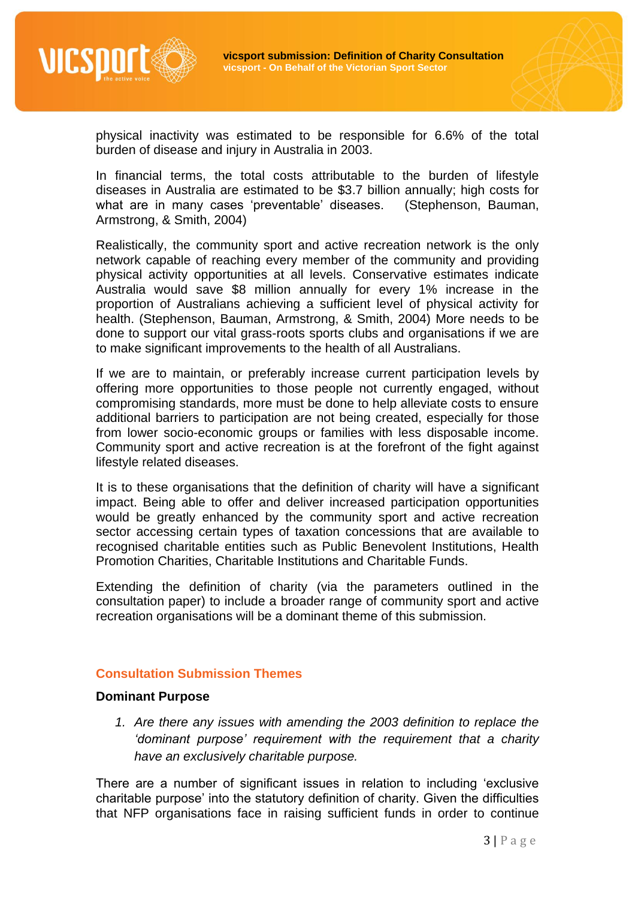physical inactivity was estimated to be responsible for 6.6% of the total burden of disease and injury in Australia in 2003.

In financial terms, the total costs attributable to the burden of lifestyle diseases in Australia are estimated to be $3.7 billion annually; high costs for what are in many cases 'preventable' diseases. (Stephenson, Bauman, Armstrong, & Smith, 2004)

Realistically, the community sport and active recreation network is the only network capable of reaching every member of the community and providing physical activity opportunities at all levels. Conservative estimates indicate Australia would save $8 million annually for every 1% increase in the proportion of Australians achieving a sufficient level of physical activity for health. (Stephenson, Bauman, Armstrong, & Smith, 2004) More needs to be done to support our vital grass-roots sports clubs and organisations if we are to make significant improvements to the health of all Australians.

If we are to maintain, or preferably increase current participation levels by offering more opportunities to those people not currently engaged, without compromising standards, more must be done to help alleviate costs to ensure additional barriers to participation are not being created, especially for those from lower socio-economic groups or families with less disposable income. Community sport and active recreation is at the forefront of the fight against lifestyle related diseases.

It is to these organisations that the definition of charity will have a significant impact. Being able to offer and deliver increased participation opportunities would be greatly enhanced by the community sport and active recreation sector accessing certain types of taxation concessions that are available to recognised charitable entities such as Public Benevolent Institutions, Health Promotion Charities, Charitable Institutions and Charitable Funds.

Extending the definition of charity (via the parameters outlined in the consultation paper) to include a broader range of community sport and active recreation organisations will be a dominant theme of this submission.

## Consultation Submission Themes

### Dominant Purpose

1. *Are there any issues with amending the 2003 definition to replace the 'dominant purpose' requirement with the requirement that a charity have an exclusively charitable purpose.*

There are a number of significant issues in relation to including 'exclusive charitable purpose' into the statutory definition of charity. Given the difficulties that NFP organisations face in raising sufficient funds in order to continue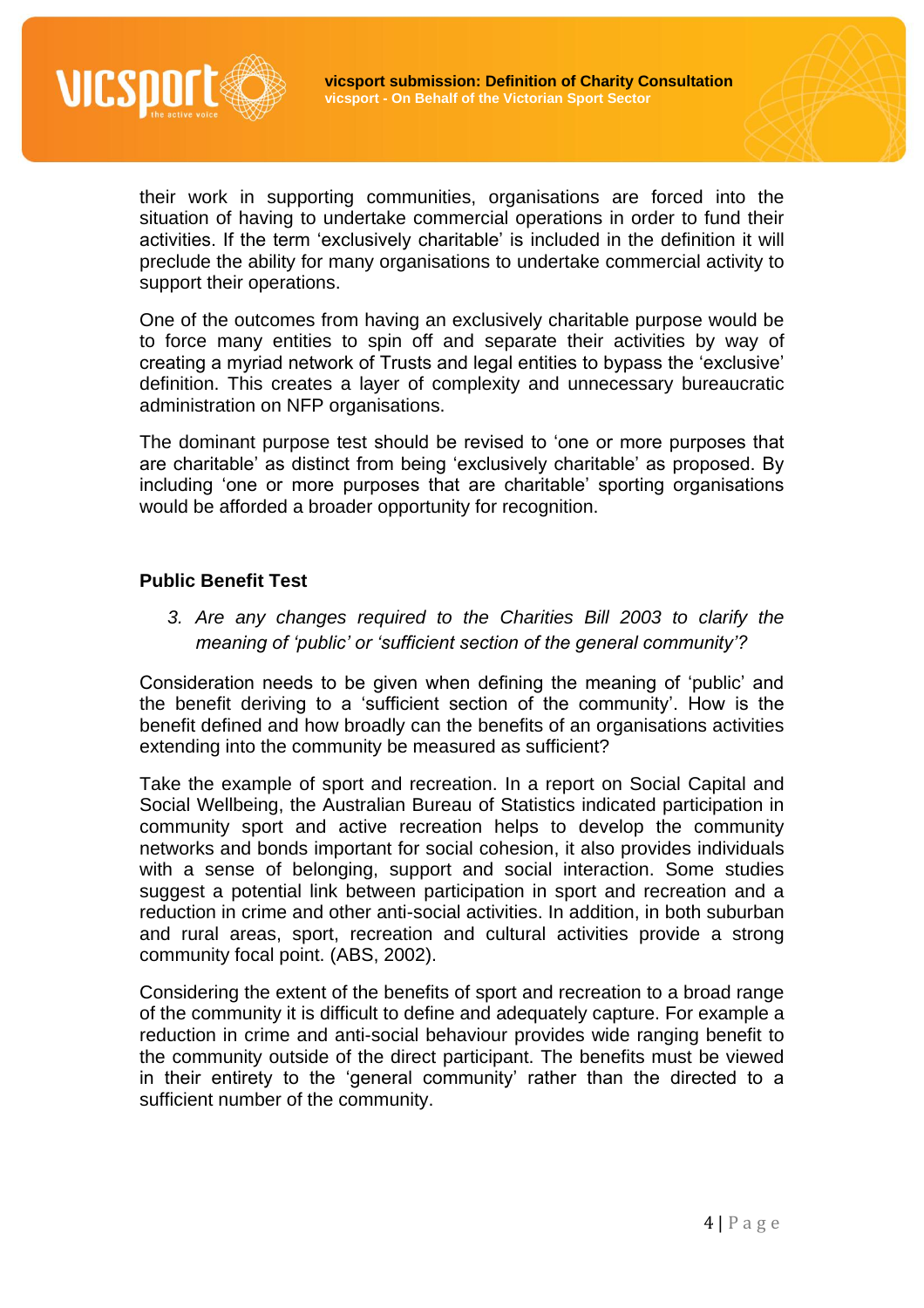their work in supporting communities, organisations are forced into the situation of having to undertake commercial operations in order to fund their activities. If the term 'exclusively charitable' is included in the definition it will preclude the ability for many organisations to undertake commercial activity to support their operations.

One of the outcomes from having an exclusively charitable purpose would be to force many entities to spin off and separate their activities by way of creating a myriad network of Trusts and legal entities to bypass the 'exclusive' definition. This creates a layer of complexity and unnecessary bureaucratic administration on NFP organisations.

The dominant purpose test should be revised to 'one or more purposes that are charitable' as distinct from being 'exclusively charitable' as proposed. By including 'one or more purposes that are charitable' sporting organisations would be afforded a broader opportunity for recognition.

**Public Benefit Test**

3. *Are any changes required to the Charities Bill 2003 to clarify the meaning of 'public' or 'sufficient section of the general community'?*

Consideration needs to be given when defining the meaning of 'public' and the benefit deriving to a 'sufficient section of the community'. How is the benefit defined and how broadly can the benefits of an organisations activities extending into the community be measured as sufficient?

Take the example of sport and recreation. In a report on Social Capital and Social Wellbeing, the Australian Bureau of Statistics indicated participation in community sport and active recreation helps to develop the community networks and bonds important for social cohesion, it also provides individuals with a sense of belonging, support and social interaction. Some studies suggest a potential link between participation in sport and recreation and a reduction in crime and other anti-social activities. In addition, in both suburban and rural areas, sport, recreation and cultural activities provide a strong community focal point. (ABS, 2002).

Considering the extent of the benefits of sport and recreation to a broad range of the community it is difficult to define and adequately capture. For example a reduction in crime and anti-social behaviour provides wide ranging benefit to the community outside of the direct participant. The benefits must be viewed in their entirety to the 'general community' rather than the directed to a sufficient number of the community.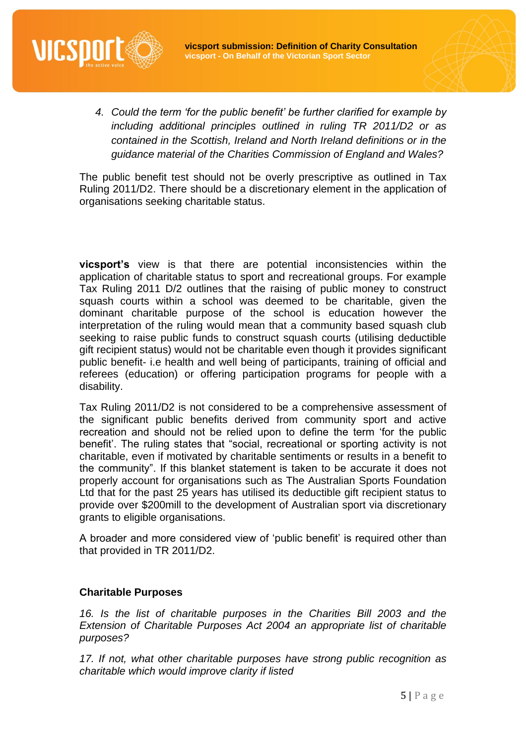4. *Could the term 'for the public benefit' be further clarified for example by including additional principles outlined in ruling TR 2011/D2 or as contained in the Scottish, Ireland and North Ireland definitions or in the guidance material of the Charities Commission of England and Wales?*

The public benefit test should not be overly prescriptive as outlined in Tax Ruling 2011/D2. There should be a discretionary element in the application of organisations seeking charitable status.

**vicsport's** view is that there are potential inconsistencies within the application of charitable status to sport and recreational groups. For example Tax Ruling 2011 D/2 outlines that the raising of public money to construct squash courts within a school was deemed to be charitable, given the dominant charitable purpose of the school is education however the interpretation of the ruling would mean that a community based squash club seeking to raise public funds to construct squash courts (utilising deductible gift recipient status) would not be charitable even though it provides significant public benefit- i.e health and well being of participants, training of official and referees (education) or offering participation programs for people with a disability.

Tax Ruling 2011/D2 is not considered to be a comprehensive assessment of the significant public benefits derived from community sport and active recreation and should not be relied upon to define the term 'for the public benefit'. The ruling states that "social, recreational or sporting activity is not charitable, even if motivated by charitable sentiments or results in a benefit to the community". If this blanket statement is taken to be accurate it does not properly account for organisations such as The Australian Sports Foundation Ltd that for the past 25 years has utilised its deductible gift recipient status to provide over $200mill to the development of Australian sport via discretionary grants to eligible organisations.

A broader and more considered view of 'public benefit' is required other than that provided in TR 2011/D2.

**Charitable Purposes**

*16. Is the list of charitable purposes in the Charities Bill 2003 and the Extension of Charitable Purposes Act 2004 an appropriate list of charitable purposes?*

*17. If not, what other charitable purposes have strong public recognition as charitable which would improve clarity if listed*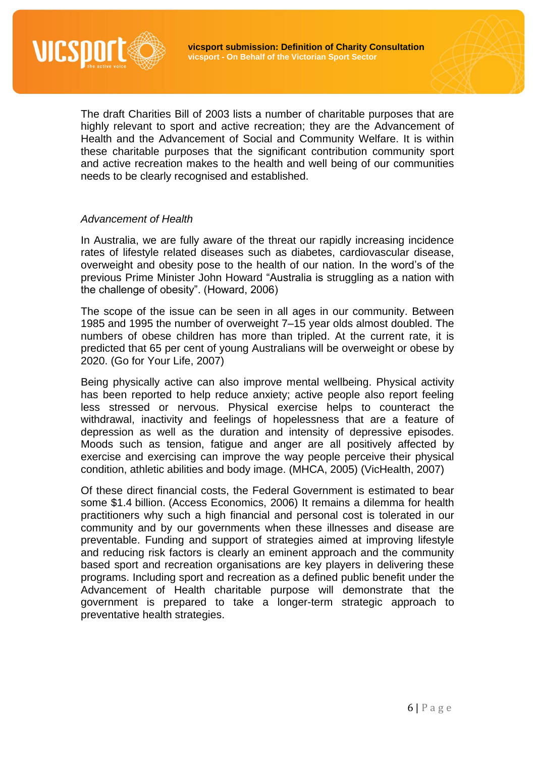The draft Charities Bill of 2003 lists a number of charitable purposes that are highly relevant to sport and active recreation; they are the Advancement of Health and the Advancement of Social and Community Welfare. It is within these charitable purposes that the significant contribution community sport and active recreation makes to the health and well being of our communities needs to be clearly recognised and established.

*Advancement of Health*

In Australia, we are fully aware of the threat our rapidly increasing incidence rates of lifestyle related diseases such as diabetes, cardiovascular disease, overweight and obesity pose to the health of our nation. In the word's of the previous Prime Minister John Howard "Australia is struggling as a nation with the challenge of obesity". (Howard, 2006)

The scope of the issue can be seen in all ages in our community. Between 1985 and 1995 the number of overweight 7–15 year olds almost doubled. The numbers of obese children has more than tripled. At the current rate, it is predicted that 65 per cent of young Australians will be overweight or obese by 2020. (Go for Your Life, 2007)

Being physically active can also improve mental wellbeing. Physical activity has been reported to help reduce anxiety; active people also report feeling less stressed or nervous. Physical exercise helps to counteract the withdrawal, inactivity and feelings of hopelessness that are a feature of depression as well as the duration and intensity of depressive episodes. Moods such as tension, fatigue and anger are all positively affected by exercise and exercising can improve the way people perceive their physical condition, athletic abilities and body image. (MHCA, 2005) (VicHealth, 2007)

Of these direct financial costs, the Federal Government is estimated to bear some $1.4 billion. (Access Economics, 2006) It remains a dilemma for health practitioners why such a high financial and personal cost is tolerated in our community and by our governments when these illnesses and disease are preventable. Funding and support of strategies aimed at improving lifestyle and reducing risk factors is clearly an eminent approach and the community based sport and recreation organisations are key players in delivering these programs. Including sport and recreation as a defined public benefit under the Advancement of Health charitable purpose will demonstrate that the government is prepared to take a longer-term strategic approach to preventative health strategies.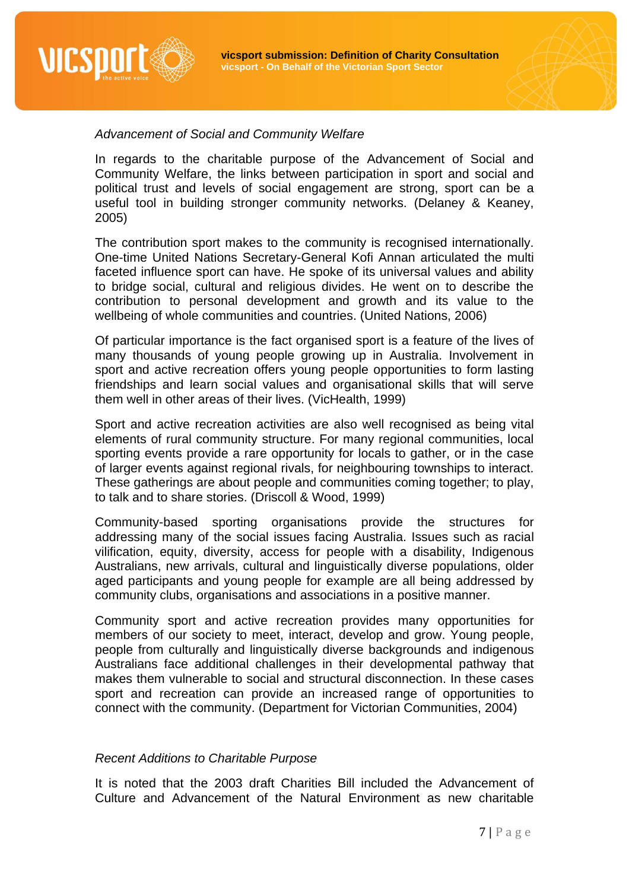*Advancement of Social and Community Welfare*

In regards to the charitable purpose of the Advancement of Social and Community Welfare, the links between participation in sport and social and political trust and levels of social engagement are strong, sport can be a useful tool in building stronger community networks. (Delaney & Keaney, 2005)

The contribution sport makes to the community is recognised internationally. One-time United Nations Secretary-General Kofi Annan articulated the multi faceted influence sport can have. He spoke of its universal values and ability to bridge social, cultural and religious divides. He went on to describe the contribution to personal development and growth and its value to the wellbeing of whole communities and countries. (United Nations, 2006)

Of particular importance is the fact organised sport is a feature of the lives of many thousands of young people growing up in Australia. Involvement in sport and active recreation offers young people opportunities to form lasting friendships and learn social values and organisational skills that will serve them well in other areas of their lives. (VicHealth, 1999)

Sport and active recreation activities are also well recognised as being vital elements of rural community structure. For many regional communities, local sporting events provide a rare opportunity for locals to gather, or in the case of larger events against regional rivals, for neighbouring townships to interact. These gatherings are about people and communities coming together; to play, to talk and to share stories. (Driscoll & Wood, 1999)

Community-based sporting organisations provide the structures for addressing many of the social issues facing Australia. Issues such as racial vilification, equity, diversity, access for people with a disability, Indigenous Australians, new arrivals, cultural and linguistically diverse populations, older aged participants and young people for example are all being addressed by community clubs, organisations and associations in a positive manner.

Community sport and active recreation provides many opportunities for members of our society to meet, interact, develop and grow. Young people, people from culturally and linguistically diverse backgrounds and indigenous Australians face additional challenges in their developmental pathway that makes them vulnerable to social and structural disconnection. In these cases sport and recreation can provide an increased range of opportunities to connect with the community. (Department for Victorian Communities, 2004)

*Recent Additions to Charitable Purpose*

It is noted that the 2003 draft Charities Bill included the Advancement of Culture and Advancement of the Natural Environment as new charitable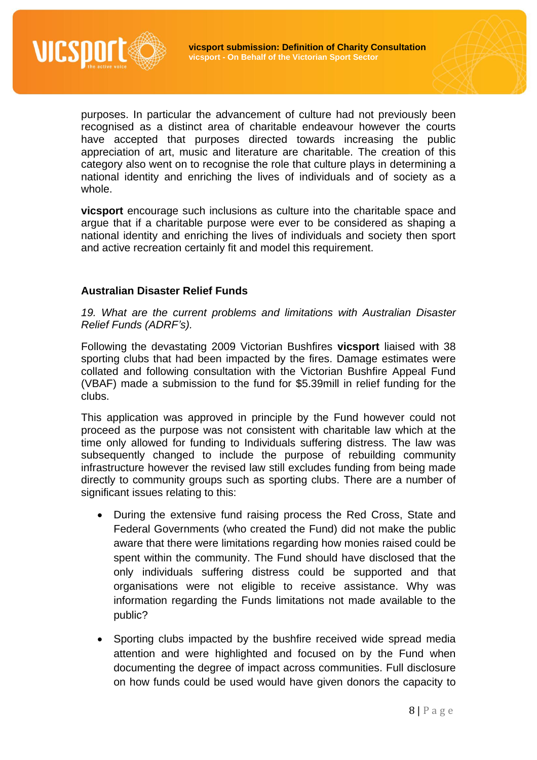purposes. In particular the advancement of culture had not previously been recognised as a distinct area of charitable endeavour however the courts have accepted that purposes directed towards increasing the public appreciation of art, music and literature are charitable. The creation of this category also went on to recognise the role that culture plays in determining a national identity and enriching the lives of individuals and of society as a whole.

**vicsport** encourage such inclusions as culture into the charitable space and argue that if a charitable purpose were ever to be considered as shaping a national identity and enriching the lives of individuals and society then sport and active recreation certainly fit and model this requirement.

### Australian Disaster Relief Funds

*19. What are the current problems and limitations with Australian Disaster Relief Funds (ADRF's).*

Following the devastating 2009 Victorian Bushfires **vicsport** liaised with 38 sporting clubs that had been impacted by the fires. Damage estimates were collated and following consultation with the Victorian Bushfire Appeal Fund (VBAF) made a submission to the fund for $5.39mill in relief funding for the clubs.

This application was approved in principle by the Fund however could not proceed as the purpose was not consistent with charitable law which at the time only allowed for funding to Individuals suffering distress. The law was subsequently changed to include the purpose of rebuilding community infrastructure however the revised law still excludes funding from being made directly to community groups such as sporting clubs. There are a number of significant issues relating to this:

- During the extensive fund raising process the Red Cross, State and Federal Governments (who created the Fund) did not make the public aware that there were limitations regarding how monies raised could be spent within the community. The Fund should have disclosed that the only individuals suffering distress could be supported and that organisations were not eligible to receive assistance. Why was information regarding the Funds limitations not made available to the public?
- Sporting clubs impacted by the bushfire received wide spread media attention and were highlighted and focused on by the Fund when documenting the degree of impact across communities. Full disclosure on how funds could be used would have given donors the capacity to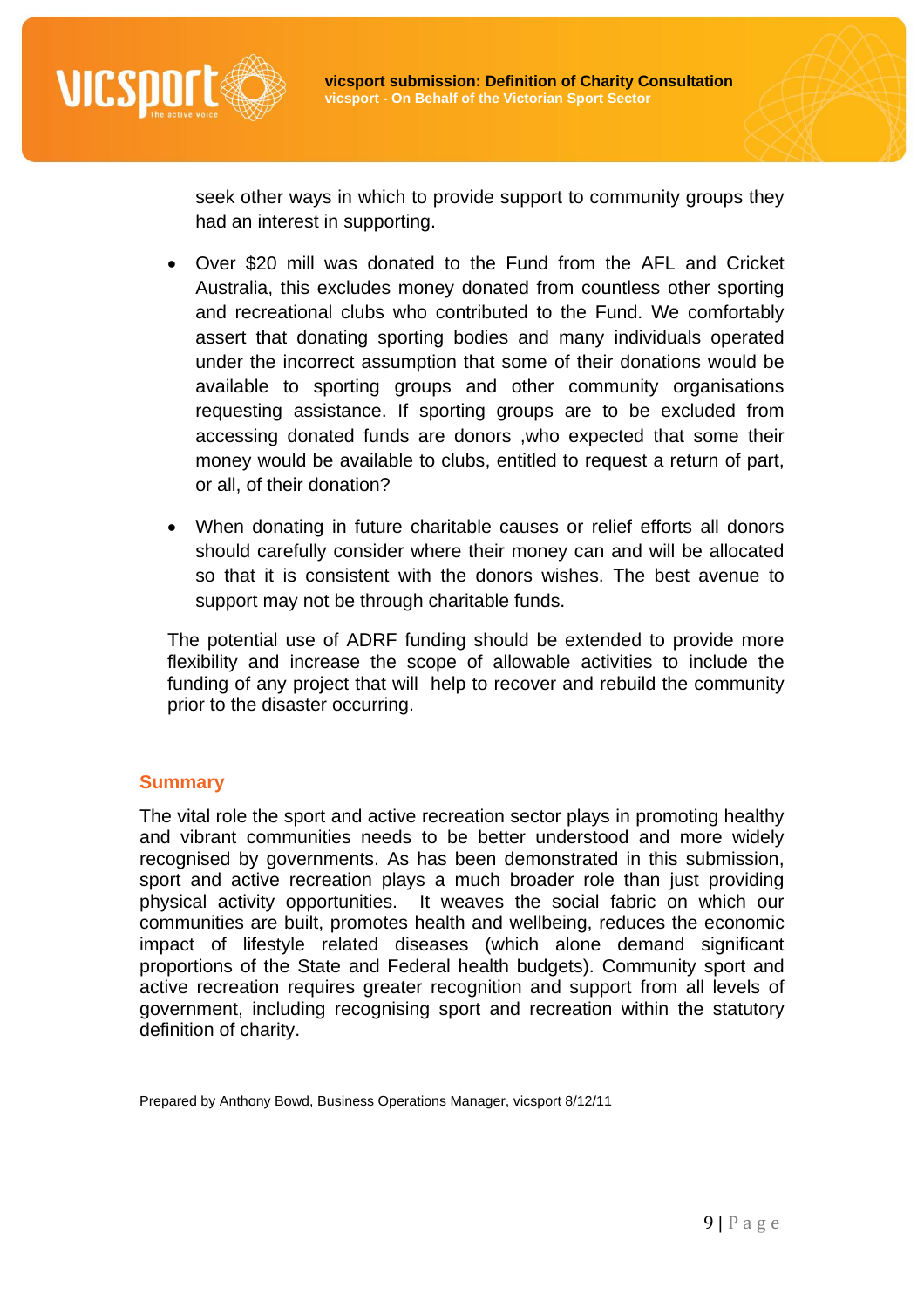seek other ways in which to provide support to community groups they had an interest in supporting.

- Over $20 mill was donated to the Fund from the AFL and Cricket Australia, this excludes money donated from countless other sporting and recreational clubs who contributed to the Fund. We comfortably assert that donating sporting bodies and many individuals operated under the incorrect assumption that some of their donations would be available to sporting groups and other community organisations requesting assistance. If sporting groups are to be excluded from accessing donated funds are donors ,who expected that some their money would be available to clubs, entitled to request a return of part, or all, of their donation?

- When donating in future charitable causes or relief efforts all donors should carefully consider where their money can and will be allocated so that it is consistent with the donors wishes. The best avenue to support may not be through charitable funds.

The potential use of ADRF funding should be extended to provide more flexibility and increase the scope of allowable activities to include the funding of any project that will help to recover and rebuild the community prior to the disaster occurring.

## Summary

The vital role the sport and active recreation sector plays in promoting healthy and vibrant communities needs to be better understood and more widely recognised by governments. As has been demonstrated in this submission, sport and active recreation plays a much broader role than just providing physical activity opportunities. It weaves the social fabric on which our communities are built, promotes health and wellbeing, reduces the economic impact of lifestyle related diseases (which alone demand significant proportions of the State and Federal health budgets). Community sport and active recreation requires greater recognition and support from all levels of government, including recognising sport and recreation within the statutory definition of charity.

Prepared by Anthony Bowd, Business Operations Manager, vicsport 8/12/11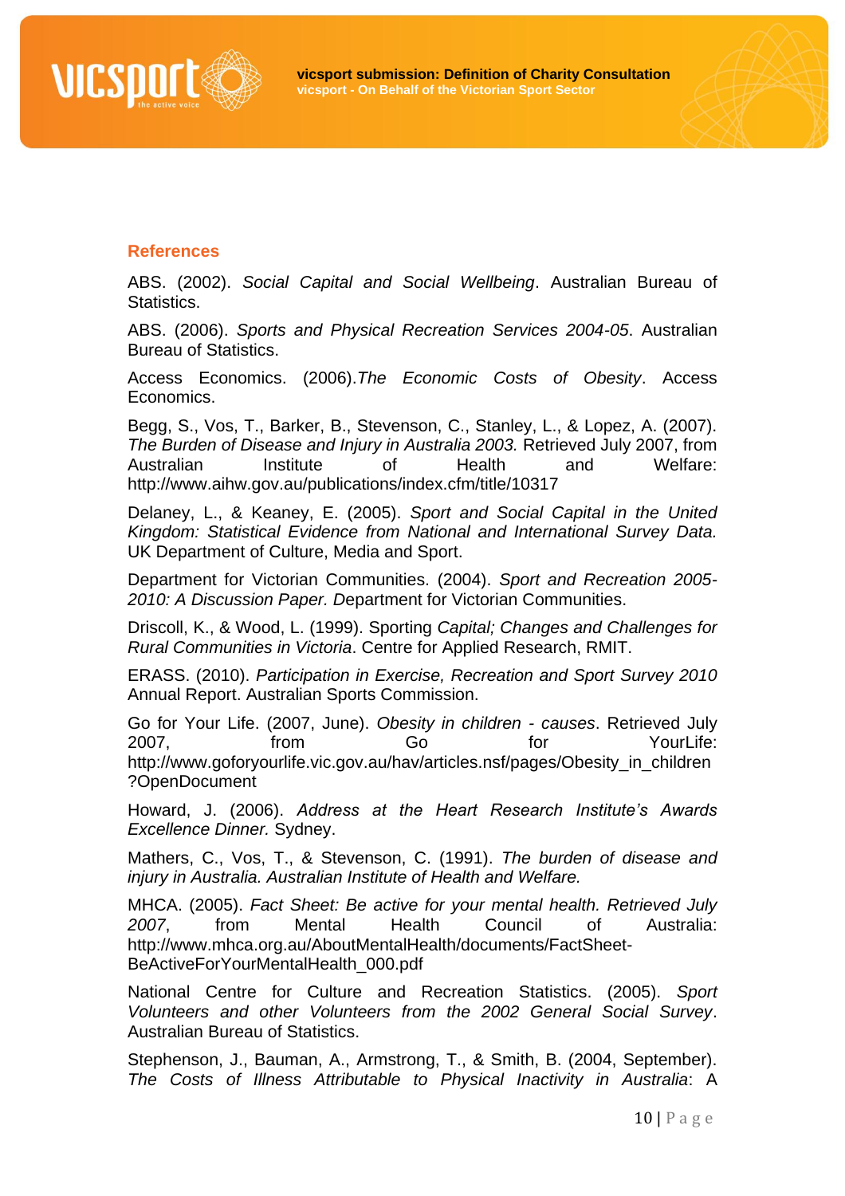## References

ABS. (2002). *Social Capital and Social Wellbeing*. Australian Bureau of Statistics.

ABS. (2006). *Sports and Physical Recreation Services 2004-05*. Australian Bureau of Statistics.

Access Economics. (2006).*The Economic Costs of Obesity*. Access Economics.

Begg, S., Vos, T., Barker, B., Stevenson, C., Stanley, L., & Lopez, A. (2007). *The Burden of Disease and Injury in Australia 2003.* Retrieved July 2007, from Australian Institute of Health and Welfare: http://www.aihw.gov.au/publications/index.cfm/title/10317

Delaney, L., & Keaney, E. (2005). *Sport and Social Capital in the United Kingdom: Statistical Evidence from National and International Survey Data.* UK Department of Culture, Media and Sport.

Department for Victorian Communities. (2004). *Sport and Recreation 2005-2010: A Discussion Paper.* Department for Victorian Communities.

Driscoll, K., & Wood, L. (1999). Sporting *Capital; Changes and Challenges for Rural Communities in Victoria*. Centre for Applied Research, RMIT.

ERASS. (2010). *Participation in Exercise, Recreation and Sport Survey 2010* Annual Report. Australian Sports Commission.

Go for Your Life. (2007, June). *Obesity in children - causes*. Retrieved July 2007, from Go for YourLife: http://www.goforyourlife.vic.gov.au/hav/articles.nsf/pages/Obesity_in_children?OpenDocument

Howard, J. (2006). *Address at the Heart Research Institute's Awards Excellence Dinner.* Sydney.

Mathers, C., Vos, T., & Stevenson, C. (1991). *The burden of disease and injury in Australia. Australian Institute of Health and Welfare.*

MHCA. (2005). *Fact Sheet: Be active for your mental health. Retrieved July 2007*, from Mental Health Council of Australia: http://www.mhca.org.au/AboutMentalHealth/documents/FactSheet-BeActiveForYourMentalHealth_000.pdf

National Centre for Culture and Recreation Statistics. (2005). *Sport Volunteers and other Volunteers from the 2002 General Social Survey*. Australian Bureau of Statistics.

Stephenson, J., Bauman, A., Armstrong, T., & Smith, B. (2004, September). *The Costs of Illness Attributable to Physical Inactivity in Australia*: A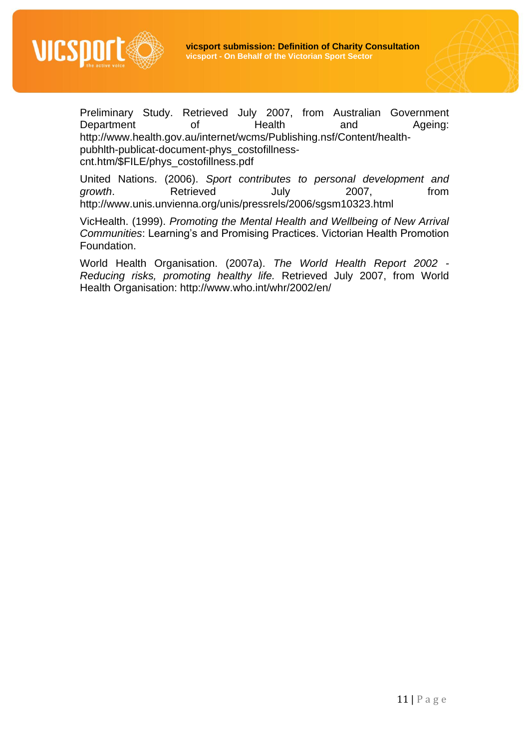Preliminary Study. Retrieved July 2007, from Australian Government Department of Health and Ageing: http://www.health.gov.au/internet/wcms/Publishing.nsf/Content/health-pubhlth-publicat-document-phys_costofillness-cnt.htm/$FILE/phys_costofillness.pdf

United Nations. (2006). *Sport contributes to personal development and growth*. Retrieved July 2007, from http://www.unis.unvienna.org/unis/pressrels/2006/sgsm10323.html

VicHealth. (1999). *Promoting the Mental Health and Wellbeing of New Arrival Communities*: Learning's and Promising Practices. Victorian Health Promotion Foundation.

World Health Organisation. (2007a). *The World Health Report 2002 - Reducing risks, promoting healthy life.* Retrieved July 2007, from World Health Organisation: http://www.who.int/whr/2002/en/